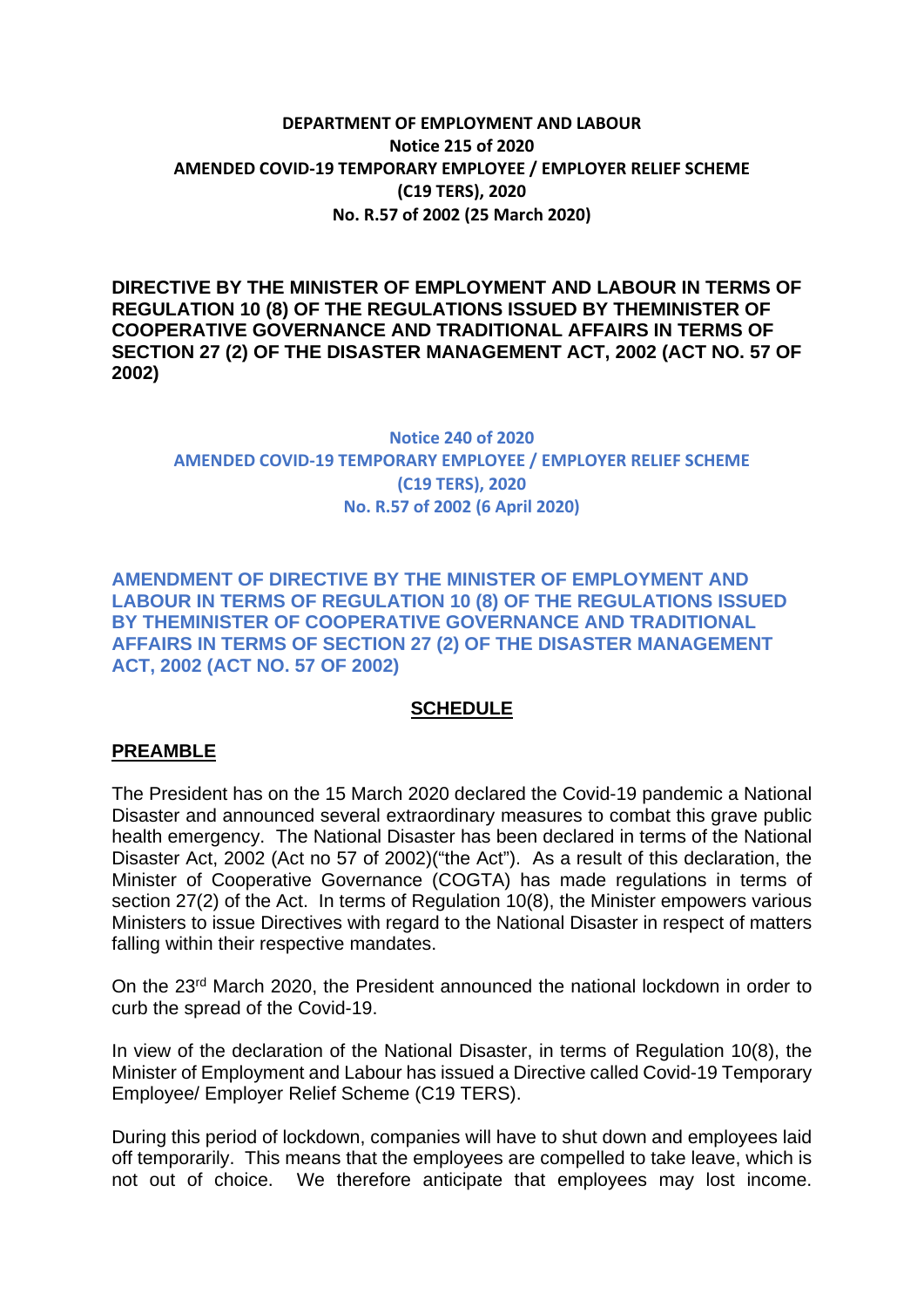**DEPARTMENT OF EMPLOYMENT AND LABOUR**
**Notice 215 of 2020**
**AMENDED COVID-19 TEMPORARY EMPLOYEE / EMPLOYER RELIEF SCHEME (C19 TERS), 2020**
**No. R.57 of 2002 (25 March 2020)**

**DIRECTIVE BY THE MINISTER OF EMPLOYMENT AND LABOUR IN TERMS OF REGULATION 10 (8) OF THE REGULATIONS ISSUED BY THEMINISTER OF COOPERATIVE GOVERNANCE AND TRADITIONAL AFFAIRS IN TERMS OF SECTION 27 (2) OF THE DISASTER MANAGEMENT ACT, 2002 (ACT NO. 57 OF 2002)**

**Notice 240 of 2020**
**AMENDED COVID-19 TEMPORARY EMPLOYEE / EMPLOYER RELIEF SCHEME (C19 TERS), 2020**
**No. R.57 of 2002 (6 April 2020)**

**AMENDMENT OF DIRECTIVE BY THE MINISTER OF EMPLOYMENT AND LABOUR IN TERMS OF REGULATION 10 (8) OF THE REGULATIONS ISSUED BY THEMINISTER OF COOPERATIVE GOVERNANCE AND TRADITIONAL AFFAIRS IN TERMS OF SECTION 27 (2) OF THE DISASTER MANAGEMENT ACT, 2002 (ACT NO. 57 OF 2002)**

## SCHEDULE

## PREAMBLE

The President has on the 15 March 2020 declared the Covid-19 pandemic a National Disaster and announced several extraordinary measures to combat this grave public health emergency. The National Disaster has been declared in terms of the National Disaster Act, 2002 (Act no 57 of 2002)("the Act"). As a result of this declaration, the Minister of Cooperative Governance (COGTA) has made regulations in terms of section 27(2) of the Act. In terms of Regulation 10(8), the Minister empowers various Ministers to issue Directives with regard to the National Disaster in respect of matters falling within their respective mandates.

On the 23rd March 2020, the President announced the national lockdown in order to curb the spread of the Covid-19.

In view of the declaration of the National Disaster, in terms of Regulation 10(8), the Minister of Employment and Labour has issued a Directive called Covid-19 Temporary Employee/ Employer Relief Scheme (C19 TERS).

During this period of lockdown, companies will have to shut down and employees laid off temporarily. This means that the employees are compelled to take leave, which is not out of choice. We therefore anticipate that employees may lost income.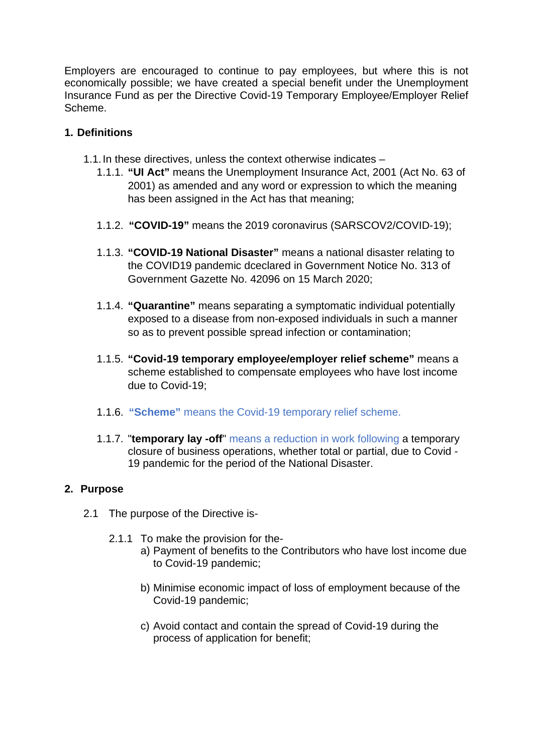Employers are encouraged to continue to pay employees, but where this is not economically possible; we have created a special benefit under the Unemployment Insurance Fund as per the Directive Covid-19 Temporary Employee/Employer Relief Scheme.

## 1. Definitions

1.1. In these directives, unless the context otherwise indicates –

1.1.1. **"UI Act"** means the Unemployment Insurance Act, 2001 (Act No. 63 of 2001) as amended and any word or expression to which the meaning has been assigned in the Act has that meaning;

1.1.2. **"COVID-19"** means the 2019 coronavirus (SARSCOV2/COVID-19);

1.1.3. **"COVID-19 National Disaster"** means a national disaster relating to the COVID19 pandemic dceclared in Government Notice No. 313 of Government Gazette No. 42096 on 15 March 2020;

1.1.4. **"Quarantine"** means separating a symptomatic individual potentially exposed to a disease from non-exposed individuals in such a manner so as to prevent possible spread infection or contamination;

1.1.5. **"Covid-19 temporary employee/employer relief scheme"** means a scheme established to compensate employees who have lost income due to Covid-19;

1.1.6. **"Scheme"** means the Covid-19 temporary relief scheme.

1.1.7. "**temporary lay -off**" means a reduction in work following a temporary closure of business operations, whether total or partial, due to Covid -19 pandemic for the period of the National Disaster.

## 2. Purpose

2.1 The purpose of the Directive is-

2.1.1 To make the provision for the-

a) Payment of benefits to the Contributors who have lost income due to Covid-19 pandemic;

b) Minimise economic impact of loss of employment because of the Covid-19 pandemic;

c) Avoid contact and contain the spread of Covid-19 during the process of application for benefit;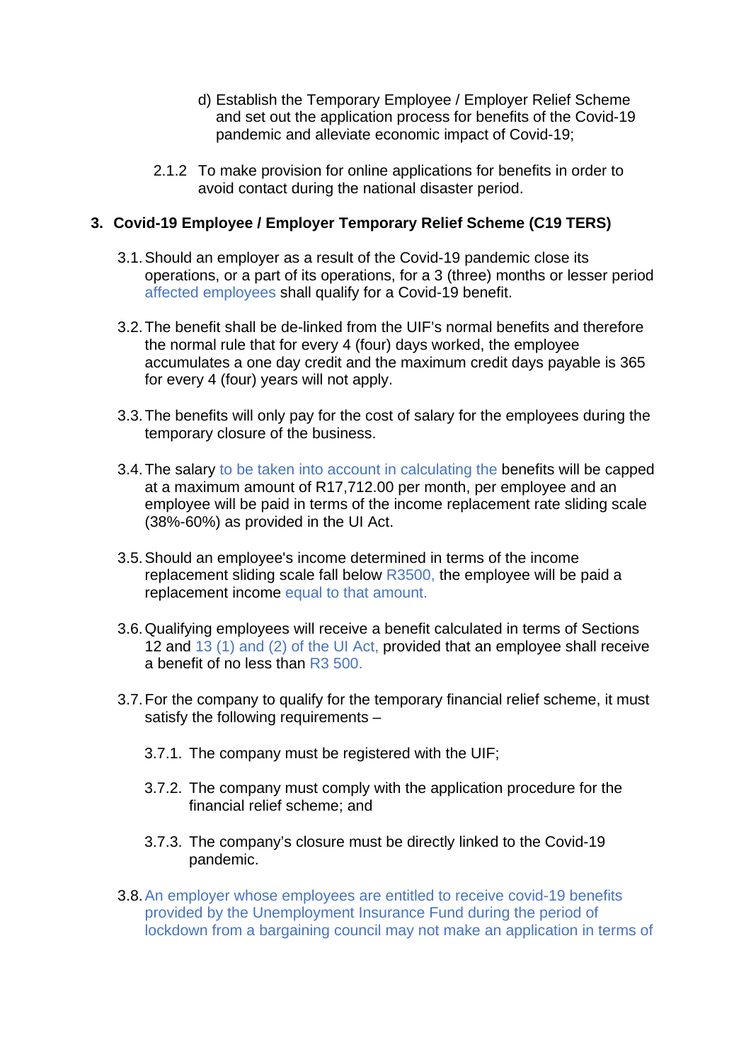d) Establish the Temporary Employee / Employer Relief Scheme and set out the application process for benefits of the Covid-19 pandemic and alleviate economic impact of Covid-19;

2.1.2 To make provision for online applications for benefits in order to avoid contact during the national disaster period.

## 3. Covid-19 Employee / Employer Temporary Relief Scheme (C19 TERS)

3.1. Should an employer as a result of the Covid-19 pandemic close its operations, or a part of its operations, for a 3 (three) months or lesser period affected employees shall qualify for a Covid-19 benefit.

3.2. The benefit shall be de-linked from the UIF's normal benefits and therefore the normal rule that for every 4 (four) days worked, the employee accumulates a one day credit and the maximum credit days payable is 365 for every 4 (four) years will not apply.

3.3. The benefits will only pay for the cost of salary for the employees during the temporary closure of the business.

3.4. The salary to be taken into account in calculating the benefits will be capped at a maximum amount of R17,712.00 per month, per employee and an employee will be paid in terms of the income replacement rate sliding scale (38%-60%) as provided in the UI Act.

3.5. Should an employee's income determined in terms of the income replacement sliding scale fall below R3500, the employee will be paid a replacement income equal to that amount.

3.6. Qualifying employees will receive a benefit calculated in terms of Sections 12 and 13 (1) and (2) of the UI Act, provided that an employee shall receive a benefit of no less than R3 500.

3.7. For the company to qualify for the temporary financial relief scheme, it must satisfy the following requirements –

3.7.1. The company must be registered with the UIF;

3.7.2. The company must comply with the application procedure for the financial relief scheme; and

3.7.3. The company's closure must be directly linked to the Covid-19 pandemic.

3.8. An employer whose employees are entitled to receive covid-19 benefits provided by the Unemployment Insurance Fund during the period of lockdown from a bargaining council may not make an application in terms of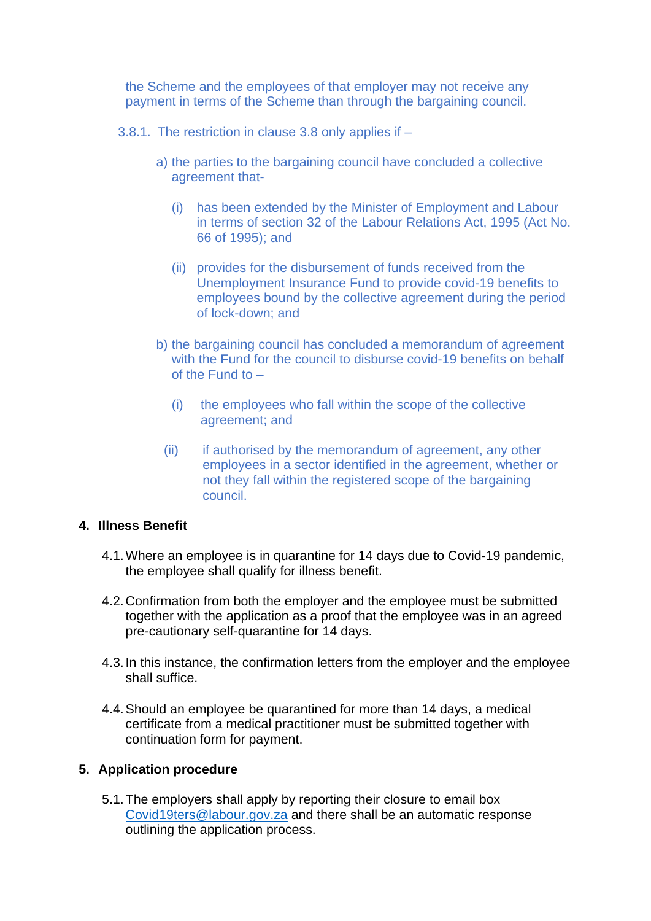the Scheme and the employees of that employer may not receive any payment in terms of the Scheme than through the bargaining council.

3.8.1. The restriction in clause 3.8 only applies if –

a) the parties to the bargaining council have concluded a collective agreement that-

   (i) has been extended by the Minister of Employment and Labour in terms of section 32 of the Labour Relations Act, 1995 (Act No. 66 of 1995); and

   (ii) provides for the disbursement of funds received from the Unemployment Insurance Fund to provide covid-19 benefits to employees bound by the collective agreement during the period of lock-down; and

b) the bargaining council has concluded a memorandum of agreement with the Fund for the council to disburse covid-19 benefits on behalf of the Fund to –

   (i) the employees who fall within the scope of the collective agreement; and

   (ii) if authorised by the memorandum of agreement, any other employees in a sector identified in the agreement, whether or not they fall within the registered scope of the bargaining council.

## 4. Illness Benefit

4.1. Where an employee is in quarantine for 14 days due to Covid-19 pandemic, the employee shall qualify for illness benefit.

4.2. Confirmation from both the employer and the employee must be submitted together with the application as a proof that the employee was in an agreed pre-cautionary self-quarantine for 14 days.

4.3. In this instance, the confirmation letters from the employer and the employee shall suffice.

4.4. Should an employee be quarantined for more than 14 days, a medical certificate from a medical practitioner must be submitted together with continuation form for payment.

## 5. Application procedure

5.1. The employers shall apply by reporting their closure to email box Covid19ters@labour.gov.za and there shall be an automatic response outlining the application process.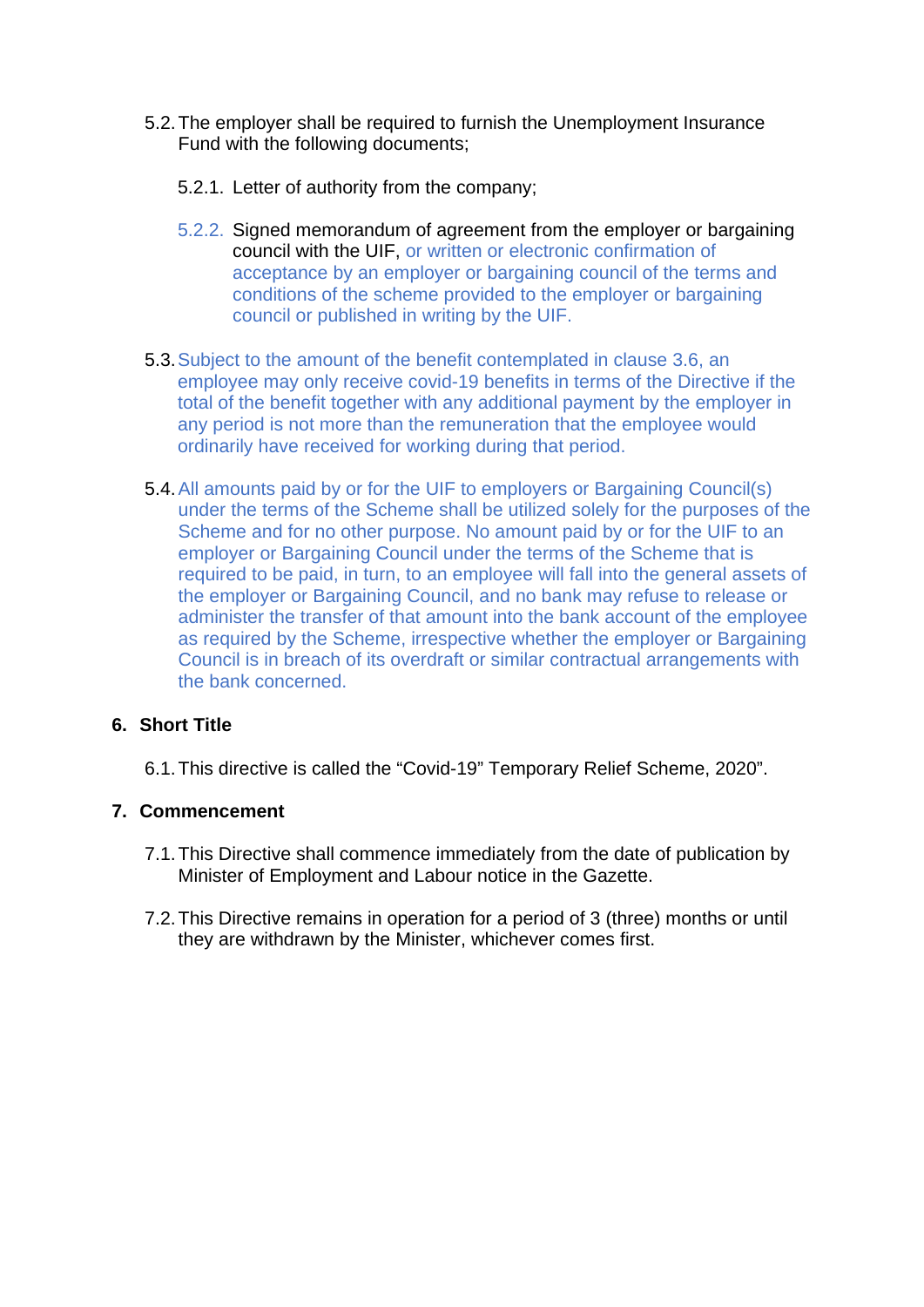5.2. The employer shall be required to furnish the Unemployment Insurance Fund with the following documents;

5.2.1. Letter of authority from the company;

5.2.2. Signed memorandum of agreement from the employer or bargaining council with the UIF, or written or electronic confirmation of acceptance by an employer or bargaining council of the terms and conditions of the scheme provided to the employer or bargaining council or published in writing by the UIF.

5.3. Subject to the amount of the benefit contemplated in clause 3.6, an employee may only receive covid-19 benefits in terms of the Directive if the total of the benefit together with any additional payment by the employer in any period is not more than the remuneration that the employee would ordinarily have received for working during that period.

5.4. All amounts paid by or for the UIF to employers or Bargaining Council(s) under the terms of the Scheme shall be utilized solely for the purposes of the Scheme and for no other purpose. No amount paid by or for the UIF to an employer or Bargaining Council under the terms of the Scheme that is required to be paid, in turn, to an employee will fall into the general assets of the employer or Bargaining Council, and no bank may refuse to release or administer the transfer of that amount into the bank account of the employee as required by the Scheme, irrespective whether the employer or Bargaining Council is in breach of its overdraft or similar contractual arrangements with the bank concerned.

## 6. Short Title

6.1. This directive is called the "Covid-19" Temporary Relief Scheme, 2020".

## 7. Commencement

7.1. This Directive shall commence immediately from the date of publication by Minister of Employment and Labour notice in the Gazette.

7.2. This Directive remains in operation for a period of 3 (three) months or until they are withdrawn by the Minister, whichever comes first.